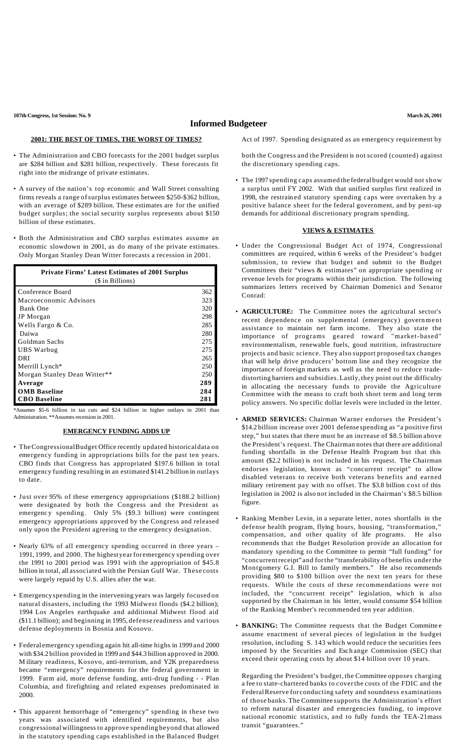**107th Congress, 1st Session: No. 9** **March 26, 2001**

# Informed Budgeteer

## 2001: THE BEST OF TIMES, THE WORST OF TIMES?

- The Administration and CBO forecasts for the 2001 budget surplus are $284 billion and $281 billion, respectively. These forecasts fit right into the midrange of private estimates.

- A survey of the nation's top economic and Wall Street consulting firms reveals a range of surplus estimates between $250-$362 billion, with an average of $289 billion. These estimates are for the unified budget surplus; the social security surplus represents about $150 billion of these estimates.

- Both the Administration and CBO surplus estimates assume an economic slowdown in 2001, as do many of the private estimates. Only Morgan Stanley Dean Witter forecasts a recession in 2001.

| Private Firms' Latest Estimates of 2001 Surplus ($ in Billions) | |
|---|---|
| Conference Board | 362 |
| Macroeconomic Advisors | 323 |
| Bank One | 320 |
| JP Morgan | 298 |
| Wells Fargo & Co. | 285 |
| Daiwa | 280 |
| Goldman Sachs | 275 |
| UBS Warbug | 275 |
| DRI | 265 |
| Merrill Lynch* | 250 |
| Morgan Stanley Dean Witter** | 250 |
| **Average** | **289** |
| **OMB Baseline** | **284** |
| **CBO Baseline** | **281** |

*Assumes $5-6 billion in tax cuts and $24 billion in higher outlays in 2001 than Administration. **Assumes recession in 2001.

## EMERGENCY FUNDING ADDS UP

- The Congressional Budget Office recently updated historical data on emergency funding in appropriations bills for the past ten years. CBO finds that Congress has appropriated $197.6 billion in total emergency funding resulting in an estimated $141.2 billion in outlays to date.

- Just over 95% of these emergency appropriations ($188.2 billion) were designated by both the Congress and the President as emergency spending. Only 5% ($9.3 billion) were contingent emergency appropriations approved by the Congress and released only upon the President agreeing to the emergency designation.

- Nearly 63% of all emergency spending occurred in three years – 1991, 1999, and 2000. The highest year for emergency spending over the 1991 to 2001 period was 1991 with the appropriation of $45.8 billion in total, all associated with the Persian Gulf War. These costs were largely repaid by U.S. allies after the war.

- Emergency spending in the intervening years was largely focused on natural disasters, including the 1993 Midwest floods ($4.2 billion); 1994 Los Angeles earthquake and additional Midwest flood aid ($11.1 billion); and beginning in 1995, defense readiness and various defense deployments in Bosnia and Kosovo.

- Federal emergency spending again hit all-time highs in 1999 and 2000 with $34.2 billion provided in 1999 and $44.3 billion approved in 2000. Military readiness, Kosovo, anti-terrorism, and Y2K preparedness became "emergency" requirements for the federal government in 1999. Farm aid, more defense funding, anti-drug funding - - Plan Columbia, and firefighting and related expenses predominated in 2000.

- This apparent hemorrhage of "emergency" spending in these two years was associated with identified requirements, but also congressional willingness to approve spending beyond that allowed in the statutory spending caps established in the Balanced Budget Act of 1997. Spending designated as an emergency requirement by both the Congress and the President is not scored (counted) against the discretionary spending caps.

- The 1997 spending caps assumed the federal budget would not show a surplus until FY 2002. With that unified surplus first realized in 1998, the restrained statutory spending caps were overtaken by a positive balance sheet for the federal government, and by pent-up demands for additional discretionary program spending.

## VIEWS & ESTIMATES

- Under the Congressional Budget Act of 1974, Congressional committees are required, within 6 weeks of the President's budget submission, to review that budget and submit to the Budget Committees their "views & estimates" on appropriate spending or revenue levels for programs within their jurisdiction. The following summarizes letters received by Chairman Domenici and Senator Conrad:

- **AGRICULTURE:** The Committee notes the agricultural sector's recent dependence on supplemental (emergency) government assistance to maintain net farm income. They also state the importance of programs geared toward "market-based" environmentalism, renewable fuels, good nutrition, infrastructure projects and basic science. They also support proposed tax changes that will help drive producers' bottom line and they recognize the importance of foreign markets as well as the need to reduce trade-distorting barriers and subsidies. Lastly, they point out the difficulty in allocating the necessary funds to provide the Agriculture Committee with the means to craft both short term and long term policy answers. No specific dollar levels were included in the letter.

- **ARMED SERVICES:** Chairman Warner endorses the President's $14.2 billion increase over 2001 defense spending as "a positive first step," but states that there must be an increase of $8.5 billion above the President's request. The Chairman notes that there are additional funding shortfalls in the Defense Health Program but that this amount ($2.2 billion) is not included in his request. The Chairman endorses legislation, known as "concurrent receipt" to allow disabled veterans to receive both veterans benefits and earned military retirement pay with no offset. The $3.8 billion cost of this legislation in 2002 is also not included in the Chairman's $8.5 billion figure.

- Ranking Member Levin, in a separate letter, notes shortfalls in the defense health program, flying hours, housing, "transformation," compensation, and other quality of life programs. He also recommends that the Budget Resolution provide an allocation for mandatory spending to the Committee to permit "full funding" for "concurrent receipt" and for the "transferability of benefits under the Montgomery G.I. Bill to family members." He also recommends providing $80 to $100 billion over the next ten years for these requests. While the costs of these recommendations were not included, the "concurrent receipt" legislation, which is also supported by the Chairman in his letter, would consume $54 billion of the Ranking Member's recommended ten year addition.

- **BANKING:** The Committee requests that the Budget Committee assume enactment of several pieces of legislation in the budget resolution, including S. 143 which would reduce the securities fees imposed by the Securities and Exchange Commission (SEC) that exceed their operating costs by about $14 billion over 10 years.

  Regarding the President's budget, the Committee opposes charging a fee to state-chartered banks to cover the costs of the FDIC and the Federal Reserve for conducting safety and soundness examinations of those banks. The Committee supports the Administration's effort to reform natural disaster and emergencies funding, to improve national economic statistics, and to fully funds the TEA-21 mass transit "guarantees."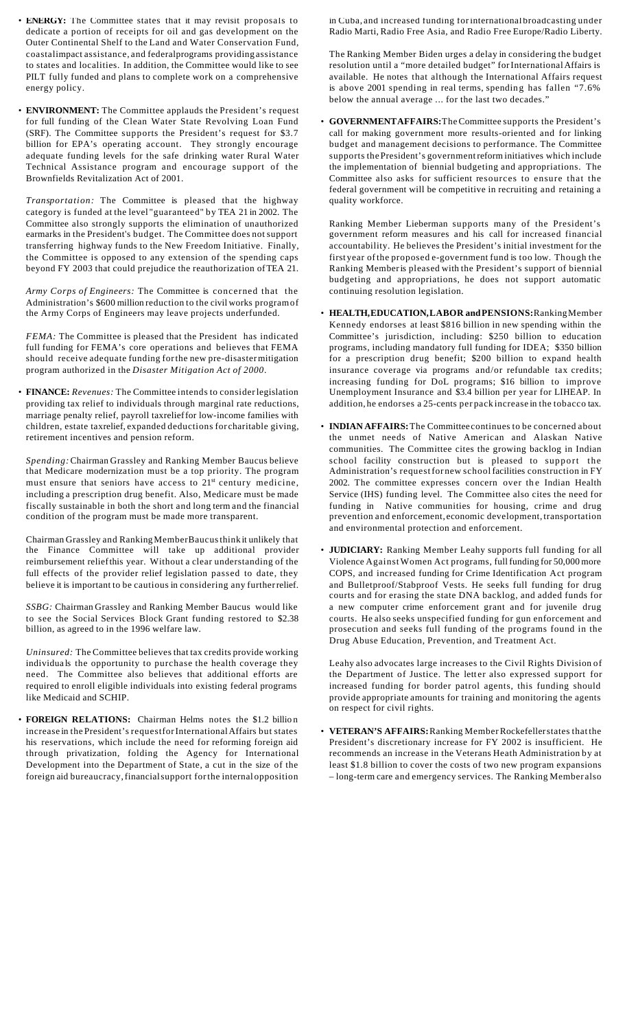- **ENERGY:** The Committee states that it may revisit proposals to dedicate a portion of receipts for oil and gas development on the Outer Continental Shelf to the Land and Water Conservation Fund, coastal impact assistance, and federal programs providing assistance to states and localities. In addition, the Committee would like to see PILT fully funded and plans to complete work on a comprehensive energy policy.

- **ENVIRONMENT:** The Committee applauds the President's request for full funding of the Clean Water State Revolving Loan Fund (SRF). The Committee supports the President's request for $3.7 billion for EPA's operating account. They strongly encourage adequate funding levels for the safe drinking water Rural Water Technical Assistance program and encourage support of the Brownfields Revitalization Act of 2001.

  *Transportation:* The Committee is pleased that the highway category is funded at the level "guaranteed" by TEA 21 in 2002. The Committee also strongly supports the elimination of unauthorized earmarks in the President's budget. The Committee does not support transferring highway funds to the New Freedom Initiative. Finally, the Committee is opposed to any extension of the spending caps beyond FY 2003 that could prejudice the reauthorization of TEA 21.

  *Army Corps of Engineers:* The Committee is concerned that the Administration's $600 million reduction to the civil works program of the Army Corps of Engineers may leave projects underfunded.

  *FEMA:* The Committee is pleased that the President has indicated full funding for FEMA's core operations and believes that FEMA should receive adequate funding for the new pre-disaster mitigation program authorized in the *Disaster Mitigation Act of 2000*.

- **FINANCE:** *Revenues:* The Committee intends to consider legislation providing tax relief to individuals through marginal rate reductions, marriage penalty relief, payroll tax relief for low-income families with children, estate tax relief, expanded deductions for charitable giving, retirement incentives and pension reform.

  *Spending:* Chairman Grassley and Ranking Member Baucus believe that Medicare modernization must be a top priority. The program must ensure that seniors have access to 21st century medicine, including a prescription drug benefit. Also, Medicare must be made fiscally sustainable in both the short and long term and the financial condition of the program must be made more transparent.

  Chairman Grassley and Ranking Member Baucus think it unlikely that the Finance Committee will take up additional provider reimbursement relief this year. Without a clear understanding of the full effects of the provider relief legislation passed to date, they believe it is important to be cautious in considering any further relief.

  *SSBG:* Chairman Grassley and Ranking Member Baucus would like to see the Social Services Block Grant funding restored to $2.38 billion, as agreed to in the 1996 welfare law.

  *Uninsured:* The Committee believes that tax credits provide working individuals the opportunity to purchase the health coverage they need. The Committee also believes that additional efforts are required to enroll eligible individuals into existing federal programs like Medicaid and SCHIP.

- **FOREIGN RELATIONS:** Chairman Helms notes the $1.2 billion increase in the President's request for International Affairs but states his reservations, which include the need for reforming foreign aid through privatization, folding the Agency for International Development into the Department of State, a cut in the size of the foreign aid bureaucracy, financial support for the internal opposition in Cuba, and increased funding for international broadcasting under Radio Marti, Radio Free Asia, and Radio Free Europe/Radio Liberty.

  The Ranking Member Biden urges a delay in considering the budget resolution until a "more detailed budget" for International Affairs is available. He notes that although the International Affairs request is above 2001 spending in real terms, spending has fallen "7.6% below the annual average ... for the last two decades."

- **GOVERNMENT AFFAIRS:** The Committee supports the President's call for making government more results-oriented and for linking budget and management decisions to performance. The Committee supports the President's government reform initiatives which include the implementation of biennial budgeting and appropriations. The Committee also asks for sufficient resources to ensure that the federal government will be competitive in recruiting and retaining a quality workforce.

  Ranking Member Lieberman supports many of the President's government reform measures and his call for increased financial accountability. He believes the President's initial investment for the first year of the proposed e-government fund is too low. Though the Ranking Member is pleased with the President's support of biennial budgeting and appropriations, he does not support automatic continuing resolution legislation.

- **HEALTH, EDUCATION, LABOR and PENSIONS:** Ranking Member Kennedy endorses at least $816 billion in new spending within the Committee's jurisdiction, including: $250 billion to education programs, including mandatory full funding for IDEA; $350 billion for a prescription drug benefit; $200 billion to expand health insurance coverage via programs and/or refundable tax credits; increasing funding for DoL programs; $16 billion to improve Unemployment Insurance and $3.4 billion per year for LIHEAP. In addition, he endorses a 25-cents per pack increase in the tobacco tax.

- **INDIAN AFFAIRS:** The Committee continues to be concerned about the unmet needs of Native American and Alaskan Native communities. The Committee cites the growing backlog in Indian school facility construction but is pleased to support the Administration's request for new school facilities construction in FY 2002. The committee expresses concern over the Indian Health Service (IHS) funding level. The Committee also cites the need for funding in Native communities for housing, crime and drug prevention and enforcement, economic development, transportation and environmental protection and enforcement.

- **JUDICIARY:** Ranking Member Leahy supports full funding for all Violence Against Women Act programs, full funding for 50,000 more COPS, and increased funding for Crime Identification Act program and Bulletproof/Stabproof Vests. He seeks full funding for drug courts and for erasing the state DNA backlog, and added funds for a new computer crime enforcement grant and for juvenile drug courts. He also seeks unspecified funding for gun enforcement and prosecution and seeks full funding of the programs found in the Drug Abuse Education, Prevention, and Treatment Act.

  Leahy also advocates large increases to the Civil Rights Division of the Department of Justice. The letter also expressed support for increased funding for border patrol agents, this funding should provide appropriate amounts for training and monitoring the agents on respect for civil rights.

- **VETERAN'S AFFAIRS:** Ranking Member Rockefeller states that the President's discretionary increase for FY 2002 is insufficient. He recommends an increase in the Veterans Heath Administration by at least $1.8 billion to cover the costs of two new program expansions – long-term care and emergency services. The Ranking Member also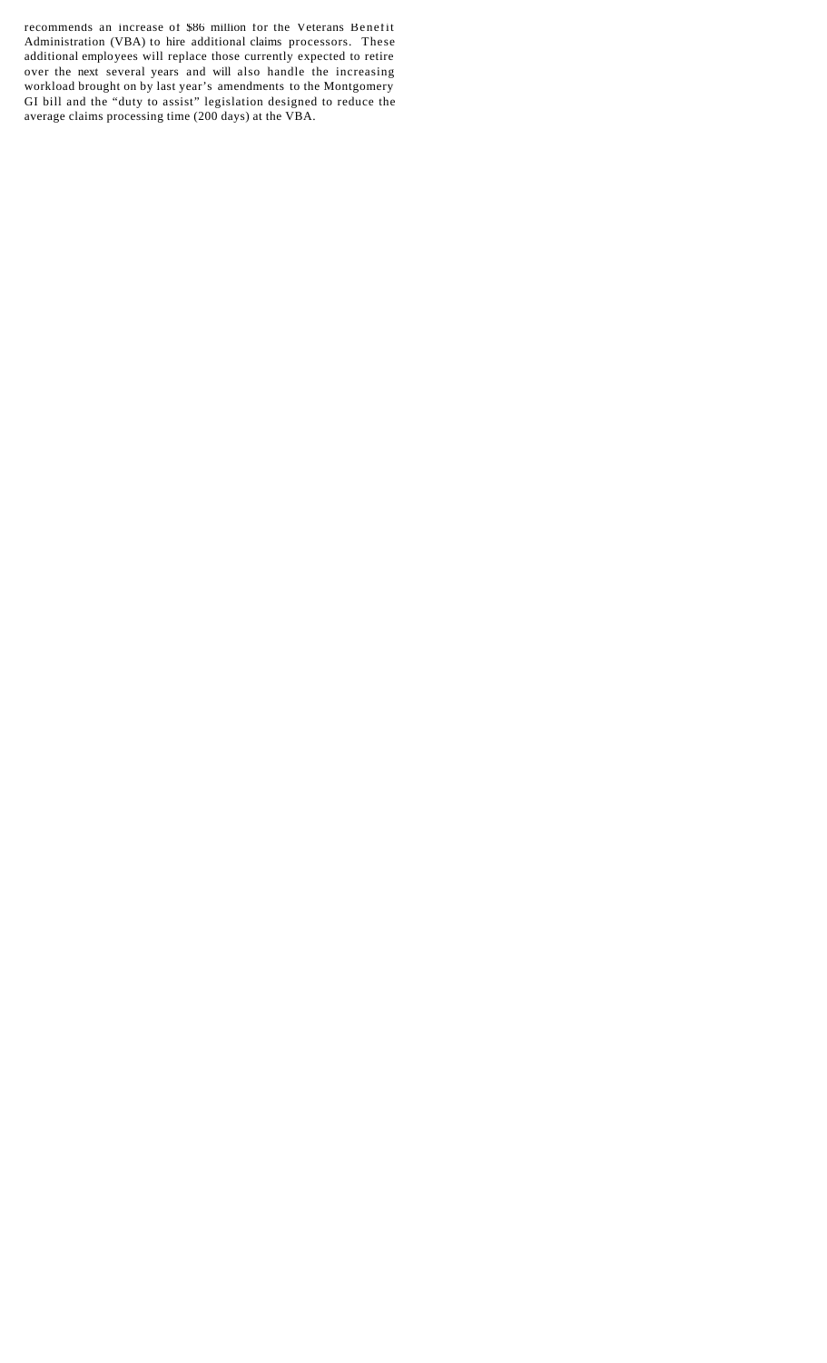recommends an increase of $86 million for the Veterans Benefit Administration (VBA) to hire additional claims processors. These additional employees will replace those currently expected to retire over the next several years and will also handle the increasing workload brought on by last year's amendments to the Montgomery GI bill and the "duty to assist" legislation designed to reduce the average claims processing time (200 days) at the VBA.